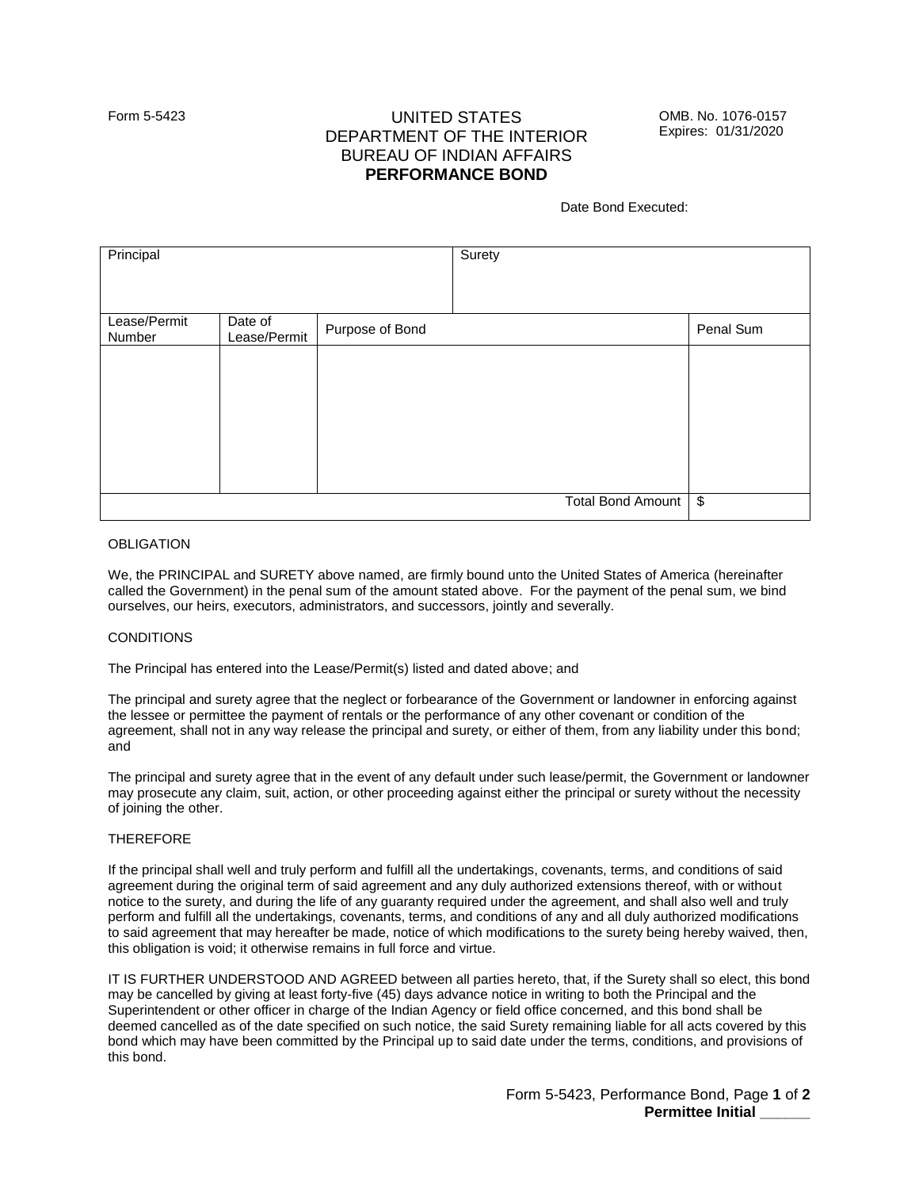Form 5-5423

UNITED STATES
DEPARTMENT OF THE INTERIOR
BUREAU OF INDIAN AFFAIRS
**PERFORMANCE BOND**

OMB. No. 1076-0157
Expires: 01/31/2020

Date Bond Executed:

| Principal | | | Surety | |
|---|---|---|---|---|
| **Lease/Permit Number** | **Date of Lease/Permit** | **Purpose of Bond** | | **Penal Sum** |
| | | | | |
| | | | Total Bond Amount | $ |

OBLIGATION

We, the PRINCIPAL and SURETY above named, are firmly bound unto the United States of America (hereinafter called the Government) in the penal sum of the amount stated above. For the payment of the penal sum, we bind ourselves, our heirs, executors, administrators, and successors, jointly and severally.

CONDITIONS

The Principal has entered into the Lease/Permit(s) listed and dated above; and

The principal and surety agree that the neglect or forbearance of the Government or landowner in enforcing against the lessee or permittee the payment of rentals or the performance of any other covenant or condition of the agreement, shall not in any way release the principal and surety, or either of them, from any liability under this bond; and

The principal and surety agree that in the event of any default under such lease/permit, the Government or landowner may prosecute any claim, suit, action, or other proceeding against either the principal or surety without the necessity of joining the other.

THEREFORE

If the principal shall well and truly perform and fulfill all the undertakings, covenants, terms, and conditions of said agreement during the original term of said agreement and any duly authorized extensions thereof, with or without notice to the surety, and during the life of any guaranty required under the agreement, and shall also well and truly perform and fulfill all the undertakings, covenants, terms, and conditions of any and all duly authorized modifications to said agreement that may hereafter be made, notice of which modifications to the surety being hereby waived, then, this obligation is void; it otherwise remains in full force and virtue.

IT IS FURTHER UNDERSTOOD AND AGREED between all parties hereto, that, if the Surety shall so elect, this bond may be cancelled by giving at least forty-five (45) days advance notice in writing to both the Principal and the Superintendent or other officer in charge of the Indian Agency or field office concerned, and this bond shall be deemed cancelled as of the date specified on such notice, the said Surety remaining liable for all acts covered by this bond which may have been committed by the Principal up to said date under the terms, conditions, and provisions of this bond.

**Permittee Initial ______**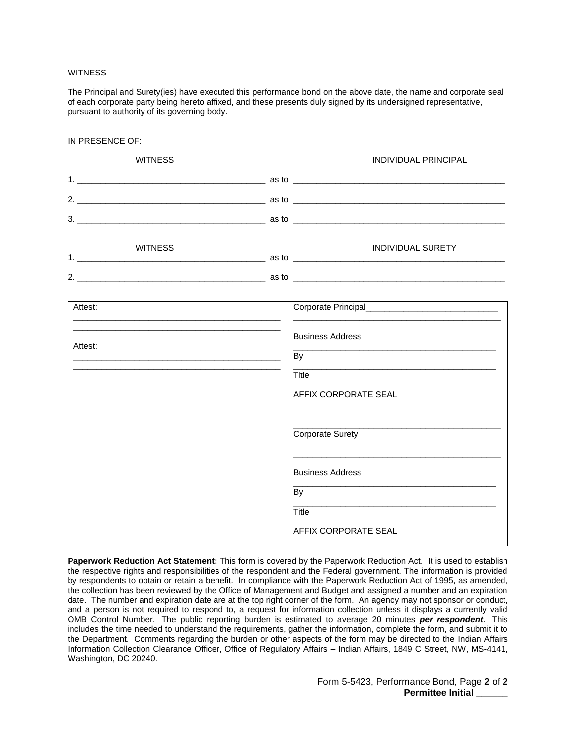WITNESS

The Principal and Surety(ies) have executed this performance bond on the above date, the name and corporate seal of each corporate party being hereto affixed, and these presents duly signed by its undersigned representative, pursuant to authority of its governing body.

IN PRESENCE OF:

| WITNESS | | INDIVIDUAL PRINCIPAL |
|---|---|---|
| 1. ________________________________________ | as to | ______________________________________________ |
| 2. ________________________________________ | as to | ______________________________________________ |
| 3. ________________________________________ | as to | ______________________________________________ |

| WITNESS | | INDIVIDUAL SURETY |
|---|---|---|
| 1. ________________________________________ | as to | ______________________________________________ |
| 2. ________________________________________ | as to | ______________________________________________ |

| | |
|---|---|
| Attest:<br>_____________________________________________<br>_____________________________________________<br>Attest:<br>_____________________________________________<br>_____________________________________________ | Corporate Principal___________________________<br>_____________________________________________<br>Business Address<br>_____________________________________________<br>By<br>_____________________________________________<br>Title<br><br>AFFIX CORPORATE SEAL<br><br>_____________________________________________<br>Corporate Surety<br><br>_____________________________________________<br>Business Address<br>_____________________________________________<br>By<br>_____________________________________________<br>Title<br><br>AFFIX CORPORATE SEAL |

**Paperwork Reduction Act Statement:** This form is covered by the Paperwork Reduction Act. It is used to establish the respective rights and responsibilities of the respondent and the Federal government. The information is provided by respondents to obtain or retain a benefit. In compliance with the Paperwork Reduction Act of 1995, as amended, the collection has been reviewed by the Office of Management and Budget and assigned a number and an expiration date. The number and expiration date are at the top right corner of the form. An agency may not sponsor or conduct, and a person is not required to respond to, a request for information collection unless it displays a currently valid OMB Control Number. The public reporting burden is estimated to average 20 minutes ***per respondent***. This includes the time needed to understand the requirements, gather the information, complete the form, and submit it to the Department. Comments regarding the burden or other aspects of the form may be directed to the Indian Affairs Information Collection Clearance Officer, Office of Regulatory Affairs – Indian Affairs, 1849 C Street, NW, MS-4141, Washington, DC 20240.

Form 5-5423, Performance Bond, Page **2** of **2**
**Permittee Initial ______**